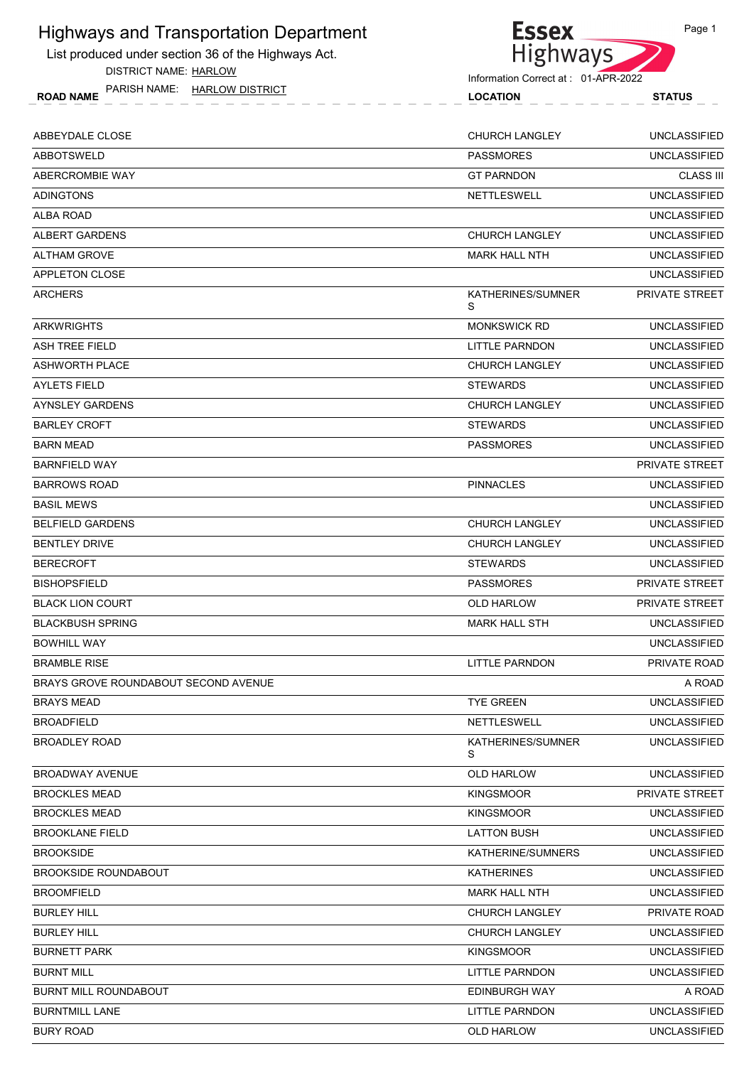# Highways and Transportation Department

List produced under section 36 of the Highways Act.

DISTRICT NAME: HARLOW

PARISH NAME: HARLOW DISTRICT

Essex Highways

Information Correct at : 01-APR-2022

| ROAD NAME | LOCATION | STATUS |
|---|---|---|
| ABBEYDALE CLOSE | CHURCH LANGLEY | UNCLASSIFIED |
| ABBOTSWELD | PASSMORES | UNCLASSIFIED |
| ABERCROMBIE WAY | GT PARNDON | CLASS III |
| ADINGTONS | NETTLESWELL | UNCLASSIFIED |
| ALBA ROAD | | UNCLASSIFIED |
| ALBERT GARDENS | CHURCH LANGLEY | UNCLASSIFIED |
| ALTHAM GROVE | MARK HALL NTH | UNCLASSIFIED |
| APPLETON CLOSE | | UNCLASSIFIED |
| ARCHERS | KATHERINES/SUMNERS | PRIVATE STREET |
| ARKWRIGHTS | MONKSWICK RD | UNCLASSIFIED |
| ASH TREE FIELD | LITTLE PARNDON | UNCLASSIFIED |
| ASHWORTH PLACE | CHURCH LANGLEY | UNCLASSIFIED |
| AYLETS FIELD | STEWARDS | UNCLASSIFIED |
| AYNSLEY GARDENS | CHURCH LANGLEY | UNCLASSIFIED |
| BARLEY CROFT | STEWARDS | UNCLASSIFIED |
| BARN MEAD | PASSMORES | UNCLASSIFIED |
| BARNFIELD WAY | | PRIVATE STREET |
| BARROWS ROAD | PINNACLES | UNCLASSIFIED |
| BASIL MEWS | | UNCLASSIFIED |
| BELFIELD GARDENS | CHURCH LANGLEY | UNCLASSIFIED |
| BENTLEY DRIVE | CHURCH LANGLEY | UNCLASSIFIED |
| BERECROFT | STEWARDS | UNCLASSIFIED |
| BISHOPSFIELD | PASSMORES | PRIVATE STREET |
| BLACK LION COURT | OLD HARLOW | PRIVATE STREET |
| BLACKBUSH SPRING | MARK HALL STH | UNCLASSIFIED |
| BOWHILL WAY | | UNCLASSIFIED |
| BRAMBLE RISE | LITTLE PARNDON | PRIVATE ROAD |
| BRAYS GROVE ROUNDABOUT SECOND AVENUE | | A ROAD |
| BRAYS MEAD | TYE GREEN | UNCLASSIFIED |
| BROADFIELD | NETTLESWELL | UNCLASSIFIED |
| BROADLEY ROAD | KATHERINES/SUMNERS | UNCLASSIFIED |
| BROADWAY AVENUE | OLD HARLOW | UNCLASSIFIED |
| BROCKLES MEAD | KINGSMOOR | PRIVATE STREET |
| BROCKLES MEAD | KINGSMOOR | UNCLASSIFIED |
| BROOKLANE FIELD | LATTON BUSH | UNCLASSIFIED |
| BROOKSIDE | KATHERINE/SUMNERS | UNCLASSIFIED |
| BROOKSIDE ROUNDABOUT | KATHERINES | UNCLASSIFIED |
| BROOMFIELD | MARK HALL NTH | UNCLASSIFIED |
| BURLEY HILL | CHURCH LANGLEY | PRIVATE ROAD |
| BURLEY HILL | CHURCH LANGLEY | UNCLASSIFIED |
| BURNETT PARK | KINGSMOOR | UNCLASSIFIED |
| BURNT MILL | LITTLE PARNDON | UNCLASSIFIED |
| BURNT MILL ROUNDABOUT | EDINBURGH WAY | A ROAD |
| BURNTMILL LANE | LITTLE PARNDON | UNCLASSIFIED |
| BURY ROAD | OLD HARLOW | UNCLASSIFIED |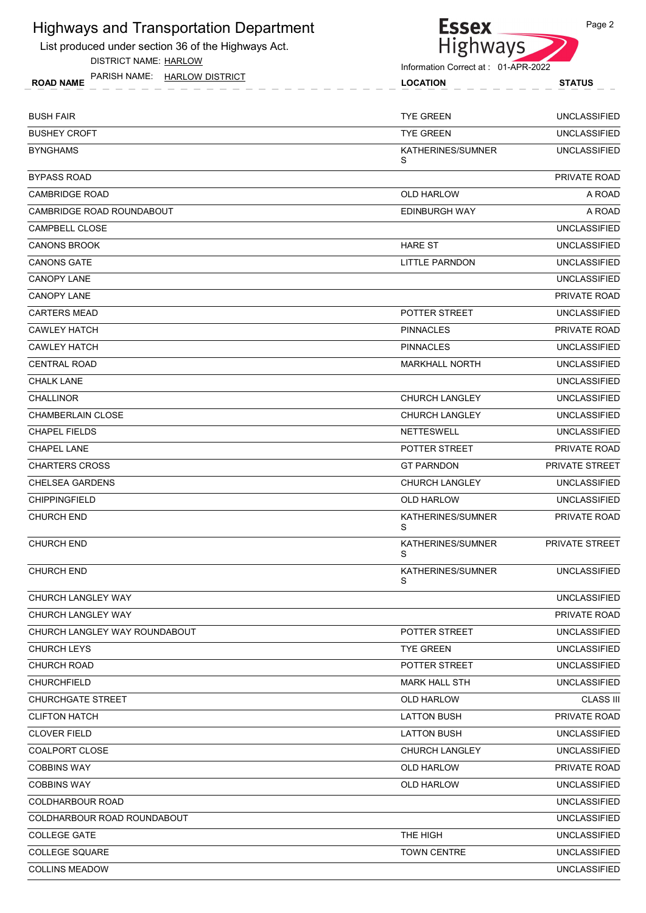# Highways and Transportation Department

List produced under section 36 of the Highways Act.

DISTRICT NAME: HARLOW

PARISH NAME: HARLOW DISTRICT

Information Correct at : 01-APR-2022

| ROAD NAME | LOCATION | STATUS |
|---|---|---|
| BUSH FAIR | TYE GREEN | UNCLASSIFIED |
| BUSHEY CROFT | TYE GREEN | UNCLASSIFIED |
| BYNGHAMS | KATHERINES/SUMNERS | UNCLASSIFIED |
| BYPASS ROAD | | PRIVATE ROAD |
| CAMBRIDGE ROAD | OLD HARLOW | A ROAD |
| CAMBRIDGE ROAD ROUNDABOUT | EDINBURGH WAY | A ROAD |
| CAMPBELL CLOSE | | UNCLASSIFIED |
| CANONS BROOK | HARE ST | UNCLASSIFIED |
| CANONS GATE | LITTLE PARNDON | UNCLASSIFIED |
| CANOPY LANE | | UNCLASSIFIED |
| CANOPY LANE | | PRIVATE ROAD |
| CARTERS MEAD | POTTER STREET | UNCLASSIFIED |
| CAWLEY HATCH | PINNACLES | PRIVATE ROAD |
| CAWLEY HATCH | PINNACLES | UNCLASSIFIED |
| CENTRAL ROAD | MARKHALL NORTH | UNCLASSIFIED |
| CHALK LANE | | UNCLASSIFIED |
| CHALLINOR | CHURCH LANGLEY | UNCLASSIFIED |
| CHAMBERLAIN CLOSE | CHURCH LANGLEY | UNCLASSIFIED |
| CHAPEL FIELDS | NETTESWELL | UNCLASSIFIED |
| CHAPEL LANE | POTTER STREET | PRIVATE ROAD |
| CHARTERS CROSS | GT PARNDON | PRIVATE STREET |
| CHELSEA GARDENS | CHURCH LANGLEY | UNCLASSIFIED |
| CHIPPINGFIELD | OLD HARLOW | UNCLASSIFIED |
| CHURCH END | KATHERINES/SUMNERS | PRIVATE ROAD |
| CHURCH END | KATHERINES/SUMNERS | PRIVATE STREET |
| CHURCH END | KATHERINES/SUMNERS | UNCLASSIFIED |
| CHURCH LANGLEY WAY | | UNCLASSIFIED |
| CHURCH LANGLEY WAY | | PRIVATE ROAD |
| CHURCH LANGLEY WAY ROUNDABOUT | POTTER STREET | UNCLASSIFIED |
| CHURCH LEYS | TYE GREEN | UNCLASSIFIED |
| CHURCH ROAD | POTTER STREET | UNCLASSIFIED |
| CHURCHFIELD | MARK HALL STH | UNCLASSIFIED |
| CHURCHGATE STREET | OLD HARLOW | CLASS III |
| CLIFTON HATCH | LATTON BUSH | PRIVATE ROAD |
| CLOVER FIELD | LATTON BUSH | UNCLASSIFIED |
| COALPORT CLOSE | CHURCH LANGLEY | UNCLASSIFIED |
| COBBINS WAY | OLD HARLOW | PRIVATE ROAD |
| COBBINS WAY | OLD HARLOW | UNCLASSIFIED |
| COLDHARBOUR ROAD | | UNCLASSIFIED |
| COLDHARBOUR ROAD ROUNDABOUT | | UNCLASSIFIED |
| COLLEGE GATE | THE HIGH | UNCLASSIFIED |
| COLLEGE SQUARE | TOWN CENTRE | UNCLASSIFIED |
| COLLINS MEADOW | | UNCLASSIFIED |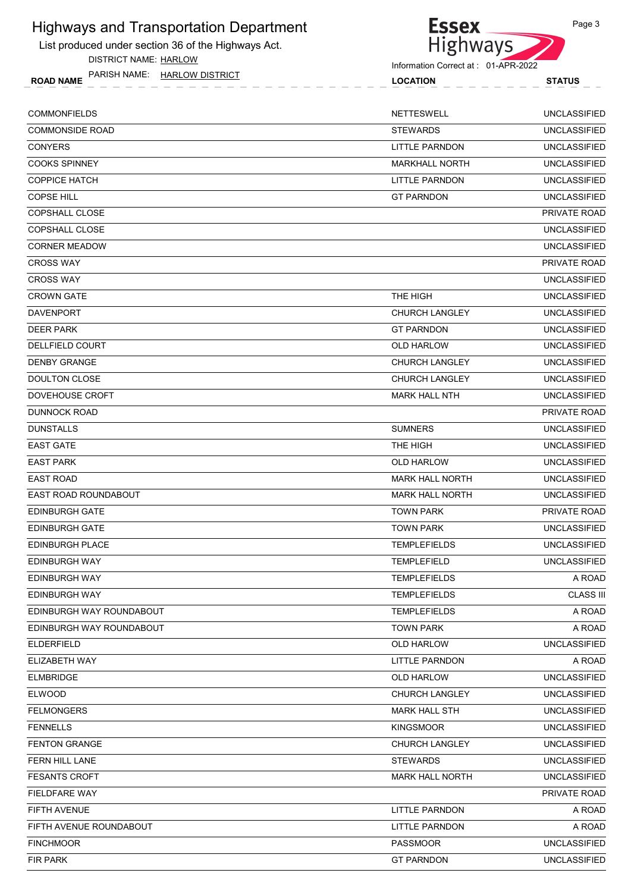# Highways and Transportation Department

List produced under section 36 of the Highways Act.

DISTRICT NAME: HARLOW

PARISH NAME: HARLOW DISTRICT

Information Correct at : 01-APR-2022

| ROAD NAME | LOCATION | STATUS |
|---|---|---|
| COMMONFIELDS | NETTESWELL | UNCLASSIFIED |
| COMMONSIDE ROAD | STEWARDS | UNCLASSIFIED |
| CONYERS | LITTLE PARNDON | UNCLASSIFIED |
| COOKS SPINNEY | MARKHALL NORTH | UNCLASSIFIED |
| COPPICE HATCH | LITTLE PARNDON | UNCLASSIFIED |
| COPSE HILL | GT PARNDON | UNCLASSIFIED |
| COPSHALL CLOSE | | PRIVATE ROAD |
| COPSHALL CLOSE | | UNCLASSIFIED |
| CORNER MEADOW | | UNCLASSIFIED |
| CROSS WAY | | PRIVATE ROAD |
| CROSS WAY | | UNCLASSIFIED |
| CROWN GATE | THE HIGH | UNCLASSIFIED |
| DAVENPORT | CHURCH LANGLEY | UNCLASSIFIED |
| DEER PARK | GT PARNDON | UNCLASSIFIED |
| DELLFIELD COURT | OLD HARLOW | UNCLASSIFIED |
| DENBY GRANGE | CHURCH LANGLEY | UNCLASSIFIED |
| DOULTON CLOSE | CHURCH LANGLEY | UNCLASSIFIED |
| DOVEHOUSE CROFT | MARK HALL NTH | UNCLASSIFIED |
| DUNNOCK ROAD | | PRIVATE ROAD |
| DUNSTALLS | SUMNERS | UNCLASSIFIED |
| EAST GATE | THE HIGH | UNCLASSIFIED |
| EAST PARK | OLD HARLOW | UNCLASSIFIED |
| EAST ROAD | MARK HALL NORTH | UNCLASSIFIED |
| EAST ROAD ROUNDABOUT | MARK HALL NORTH | UNCLASSIFIED |
| EDINBURGH GATE | TOWN PARK | PRIVATE ROAD |
| EDINBURGH GATE | TOWN PARK | UNCLASSIFIED |
| EDINBURGH PLACE | TEMPLEFIELDS | UNCLASSIFIED |
| EDINBURGH WAY | TEMPLEFIELD | UNCLASSIFIED |
| EDINBURGH WAY | TEMPLEFIELDS | A ROAD |
| EDINBURGH WAY | TEMPLEFIELDS | CLASS III |
| EDINBURGH WAY ROUNDABOUT | TEMPLEFIELDS | A ROAD |
| EDINBURGH WAY ROUNDABOUT | TOWN PARK | A ROAD |
| ELDERFIELD | OLD HARLOW | UNCLASSIFIED |
| ELIZABETH WAY | LITTLE PARNDON | A ROAD |
| ELMBRIDGE | OLD HARLOW | UNCLASSIFIED |
| ELWOOD | CHURCH LANGLEY | UNCLASSIFIED |
| FELMONGERS | MARK HALL STH | UNCLASSIFIED |
| FENNELLS | KINGSMOOR | UNCLASSIFIED |
| FENTON GRANGE | CHURCH LANGLEY | UNCLASSIFIED |
| FERN HILL LANE | STEWARDS | UNCLASSIFIED |
| FESANTS CROFT | MARK HALL NORTH | UNCLASSIFIED |
| FIELDFARE WAY | | PRIVATE ROAD |
| FIFTH AVENUE | LITTLE PARNDON | A ROAD |
| FIFTH AVENUE ROUNDABOUT | LITTLE PARNDON | A ROAD |
| FINCHMOOR | PASSMOOR | UNCLASSIFIED |
| FIR PARK | GT PARNDON | UNCLASSIFIED |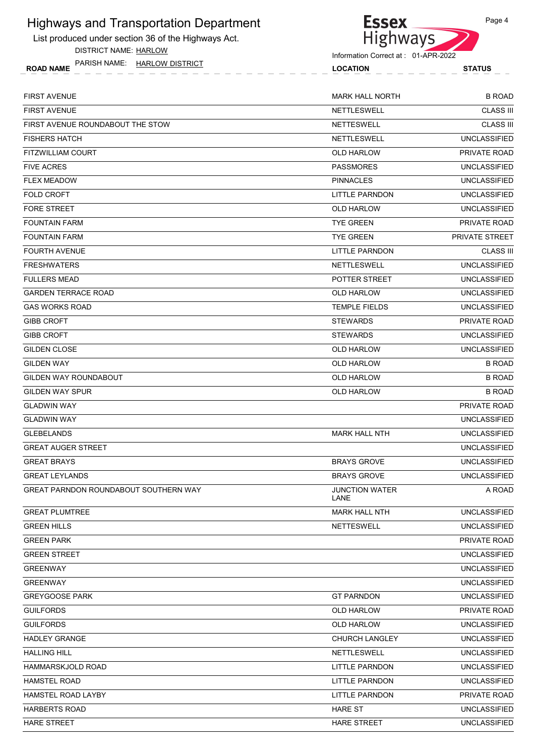# Highways and Transportation Department

List produced under section 36 of the Highways Act.

DISTRICT NAME: HARLOW

PARISH NAME: HARLOW DISTRICT

Information Correct at : 01-APR-2022

| ROAD NAME | LOCATION | STATUS |
|---|---|---|
| FIRST AVENUE | MARK HALL NORTH | B ROAD |
| FIRST AVENUE | NETTLESWELL | CLASS III |
| FIRST AVENUE ROUNDABOUT THE STOW | NETTESWELL | CLASS III |
| FISHERS HATCH | NETTLESWELL | UNCLASSIFIED |
| FITZWILLIAM COURT | OLD HARLOW | PRIVATE ROAD |
| FIVE ACRES | PASSMORES | UNCLASSIFIED |
| FLEX MEADOW | PINNACLES | UNCLASSIFIED |
| FOLD CROFT | LITTLE PARNDON | UNCLASSIFIED |
| FORE STREET | OLD HARLOW | UNCLASSIFIED |
| FOUNTAIN FARM | TYE GREEN | PRIVATE ROAD |
| FOUNTAIN FARM | TYE GREEN | PRIVATE STREET |
| FOURTH AVENUE | LITTLE PARNDON | CLASS III |
| FRESHWATERS | NETTLESWELL | UNCLASSIFIED |
| FULLERS MEAD | POTTER STREET | UNCLASSIFIED |
| GARDEN TERRACE ROAD | OLD HARLOW | UNCLASSIFIED |
| GAS WORKS ROAD | TEMPLE FIELDS | UNCLASSIFIED |
| GIBB CROFT | STEWARDS | PRIVATE ROAD |
| GIBB CROFT | STEWARDS | UNCLASSIFIED |
| GILDEN CLOSE | OLD HARLOW | UNCLASSIFIED |
| GILDEN WAY | OLD HARLOW | B ROAD |
| GILDEN WAY ROUNDABOUT | OLD HARLOW | B ROAD |
| GILDEN WAY SPUR | OLD HARLOW | B ROAD |
| GLADWIN WAY | | PRIVATE ROAD |
| GLADWIN WAY | | UNCLASSIFIED |
| GLEBELANDS | MARK HALL NTH | UNCLASSIFIED |
| GREAT AUGER STREET | | UNCLASSIFIED |
| GREAT BRAYS | BRAYS GROVE | UNCLASSIFIED |
| GREAT LEYLANDS | BRAYS GROVE | UNCLASSIFIED |
| GREAT PARNDON ROUNDABOUT SOUTHERN WAY | JUNCTION WATER LANE | A ROAD |
| GREAT PLUMTREE | MARK HALL NTH | UNCLASSIFIED |
| GREEN HILLS | NETTESWELL | UNCLASSIFIED |
| GREEN PARK | | PRIVATE ROAD |
| GREEN STREET | | UNCLASSIFIED |
| GREENWAY | | UNCLASSIFIED |
| GREENWAY | | UNCLASSIFIED |
| GREYGOOSE PARK | GT PARNDON | UNCLASSIFIED |
| GUILFORDS | OLD HARLOW | PRIVATE ROAD |
| GUILFORDS | OLD HARLOW | UNCLASSIFIED |
| HADLEY GRANGE | CHURCH LANGLEY | UNCLASSIFIED |
| HALLING HILL | NETTLESWELL | UNCLASSIFIED |
| HAMMARSKJOLD ROAD | LITTLE PARNDON | UNCLASSIFIED |
| HAMSTEL ROAD | LITTLE PARNDON | UNCLASSIFIED |
| HAMSTEL ROAD LAYBY | LITTLE PARNDON | PRIVATE ROAD |
| HARBERTS ROAD | HARE ST | UNCLASSIFIED |
| HARE STREET | HARE STREET | UNCLASSIFIED |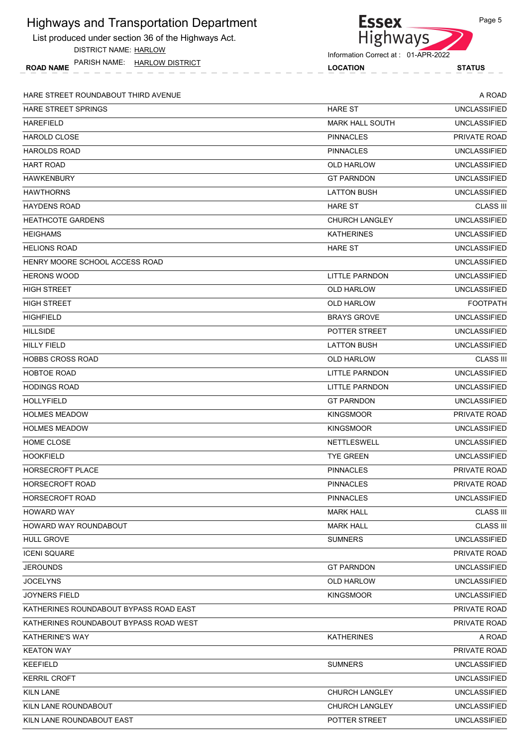# Highways and Transportation Department

List produced under section 36 of the Highways Act.

DISTRICT NAME: HARLOW

PARISH NAME: HARLOW DISTRICT

Information Correct at : 01-APR-2022

| ROAD NAME | LOCATION | STATUS |
|---|---|---|
| HARE STREET ROUNDABOUT THIRD AVENUE | | A ROAD |
| HARE STREET SPRINGS | HARE ST | UNCLASSIFIED |
| HAREFIELD | MARK HALL SOUTH | UNCLASSIFIED |
| HAROLD CLOSE | PINNACLES | PRIVATE ROAD |
| HAROLDS ROAD | PINNACLES | UNCLASSIFIED |
| HART ROAD | OLD HARLOW | UNCLASSIFIED |
| HAWKENBURY | GT PARNDON | UNCLASSIFIED |
| HAWTHORNS | LATTON BUSH | UNCLASSIFIED |
| HAYDENS ROAD | HARE ST | CLASS III |
| HEATHCOTE GARDENS | CHURCH LANGLEY | UNCLASSIFIED |
| HEIGHAMS | KATHERINES | UNCLASSIFIED |
| HELIONS ROAD | HARE ST | UNCLASSIFIED |
| HENRY MOORE SCHOOL ACCESS ROAD | | UNCLASSIFIED |
| HERONS WOOD | LITTLE PARNDON | UNCLASSIFIED |
| HIGH STREET | OLD HARLOW | UNCLASSIFIED |
| HIGH STREET | OLD HARLOW | FOOTPATH |
| HIGHFIELD | BRAYS GROVE | UNCLASSIFIED |
| HILLSIDE | POTTER STREET | UNCLASSIFIED |
| HILLY FIELD | LATTON BUSH | UNCLASSIFIED |
| HOBBS CROSS ROAD | OLD HARLOW | CLASS III |
| HOBTOE ROAD | LITTLE PARNDON | UNCLASSIFIED |
| HODINGS ROAD | LITTLE PARNDON | UNCLASSIFIED |
| HOLLYFIELD | GT PARNDON | UNCLASSIFIED |
| HOLMES MEADOW | KINGSMOOR | PRIVATE ROAD |
| HOLMES MEADOW | KINGSMOOR | UNCLASSIFIED |
| HOME CLOSE | NETTLESWELL | UNCLASSIFIED |
| HOOKFIELD | TYE GREEN | UNCLASSIFIED |
| HORSECROFT PLACE | PINNACLES | PRIVATE ROAD |
| HORSECROFT ROAD | PINNACLES | PRIVATE ROAD |
| HORSECROFT ROAD | PINNACLES | UNCLASSIFIED |
| HOWARD WAY | MARK HALL | CLASS III |
| HOWARD WAY ROUNDABOUT | MARK HALL | CLASS III |
| HULL GROVE | SUMNERS | UNCLASSIFIED |
| ICENI SQUARE | | PRIVATE ROAD |
| JEROUNDS | GT PARNDON | UNCLASSIFIED |
| JOCELYNS | OLD HARLOW | UNCLASSIFIED |
| JOYNERS FIELD | KINGSMOOR | UNCLASSIFIED |
| KATHERINES ROUNDABOUT BYPASS ROAD EAST | | PRIVATE ROAD |
| KATHERINES ROUNDABOUT BYPASS ROAD WEST | | PRIVATE ROAD |
| KATHERINE'S WAY | KATHERINES | A ROAD |
| KEATON WAY | | PRIVATE ROAD |
| KEEFIELD | SUMNERS | UNCLASSIFIED |
| KERRIL CROFT | | UNCLASSIFIED |
| KILN LANE | CHURCH LANGLEY | UNCLASSIFIED |
| KILN LANE ROUNDABOUT | CHURCH LANGLEY | UNCLASSIFIED |
| KILN LANE ROUNDABOUT EAST | POTTER STREET | UNCLASSIFIED |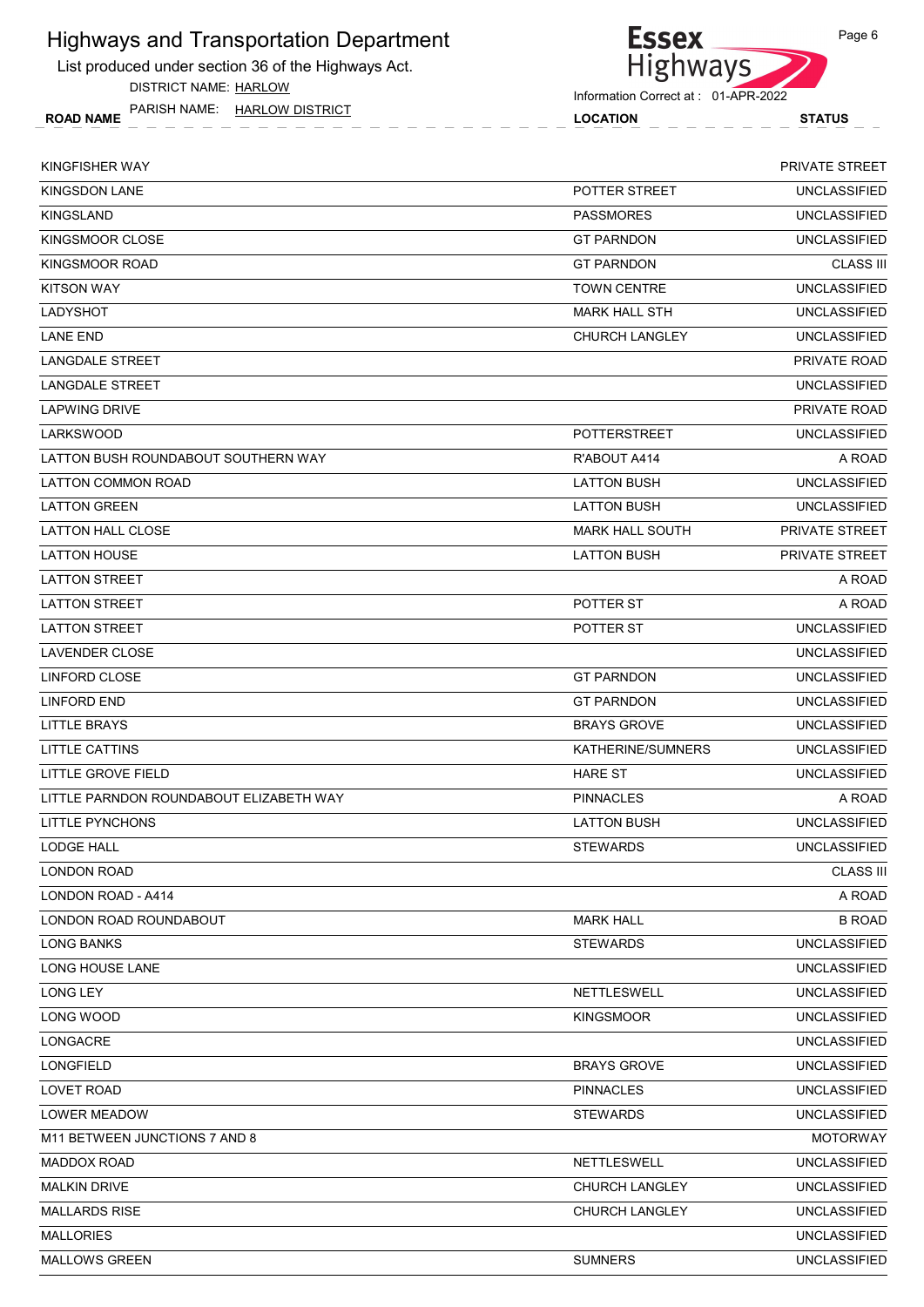# Highways and Transportation Department

List produced under section 36 of the Highways Act.

DISTRICT NAME: HARLOW

PARISH NAME: HARLOW DISTRICT

Information Correct at : 01-APR-2022

| ROAD NAME | LOCATION | STATUS |
|---|---|---|
| KINGFISHER WAY | | PRIVATE STREET |
| KINGSDON LANE | POTTER STREET | UNCLASSIFIED |
| KINGSLAND | PASSMORES | UNCLASSIFIED |
| KINGSMOOR CLOSE | GT PARNDON | UNCLASSIFIED |
| KINGSMOOR ROAD | GT PARNDON | CLASS III |
| KITSON WAY | TOWN CENTRE | UNCLASSIFIED |
| LADYSHOT | MARK HALL STH | UNCLASSIFIED |
| LANE END | CHURCH LANGLEY | UNCLASSIFIED |
| LANGDALE STREET | | PRIVATE ROAD |
| LANGDALE STREET | | UNCLASSIFIED |
| LAPWING DRIVE | | PRIVATE ROAD |
| LARKSWOOD | POTTERSTREET | UNCLASSIFIED |
| LATTON BUSH ROUNDABOUT SOUTHERN WAY | R'ABOUT A414 | A ROAD |
| LATTON COMMON ROAD | LATTON BUSH | UNCLASSIFIED |
| LATTON GREEN | LATTON BUSH | UNCLASSIFIED |
| LATTON HALL CLOSE | MARK HALL SOUTH | PRIVATE STREET |
| LATTON HOUSE | LATTON BUSH | PRIVATE STREET |
| LATTON STREET | | A ROAD |
| LATTON STREET | POTTER ST | A ROAD |
| LATTON STREET | POTTER ST | UNCLASSIFIED |
| LAVENDER CLOSE | | UNCLASSIFIED |
| LINFORD CLOSE | GT PARNDON | UNCLASSIFIED |
| LINFORD END | GT PARNDON | UNCLASSIFIED |
| LITTLE BRAYS | BRAYS GROVE | UNCLASSIFIED |
| LITTLE CATTINS | KATHERINE/SUMNERS | UNCLASSIFIED |
| LITTLE GROVE FIELD | HARE ST | UNCLASSIFIED |
| LITTLE PARNDON ROUNDABOUT ELIZABETH WAY | PINNACLES | A ROAD |
| LITTLE PYNCHONS | LATTON BUSH | UNCLASSIFIED |
| LODGE HALL | STEWARDS | UNCLASSIFIED |
| LONDON ROAD | | CLASS III |
| LONDON ROAD - A414 | | A ROAD |
| LONDON ROAD ROUNDABOUT | MARK HALL | B ROAD |
| LONG BANKS | STEWARDS | UNCLASSIFIED |
| LONG HOUSE LANE | | UNCLASSIFIED |
| LONG LEY | NETTLESWELL | UNCLASSIFIED |
| LONG WOOD | KINGSMOOR | UNCLASSIFIED |
| LONGACRE | | UNCLASSIFIED |
| LONGFIELD | BRAYS GROVE | UNCLASSIFIED |
| LOVET ROAD | PINNACLES | UNCLASSIFIED |
| LOWER MEADOW | STEWARDS | UNCLASSIFIED |
| M11 BETWEEN JUNCTIONS 7 AND 8 | | MOTORWAY |
| MADDOX ROAD | NETTLESWELL | UNCLASSIFIED |
| MALKIN DRIVE | CHURCH LANGLEY | UNCLASSIFIED |
| MALLARDS RISE | CHURCH LANGLEY | UNCLASSIFIED |
| MALLORIES | | UNCLASSIFIED |
| MALLOWS GREEN | SUMNERS | UNCLASSIFIED |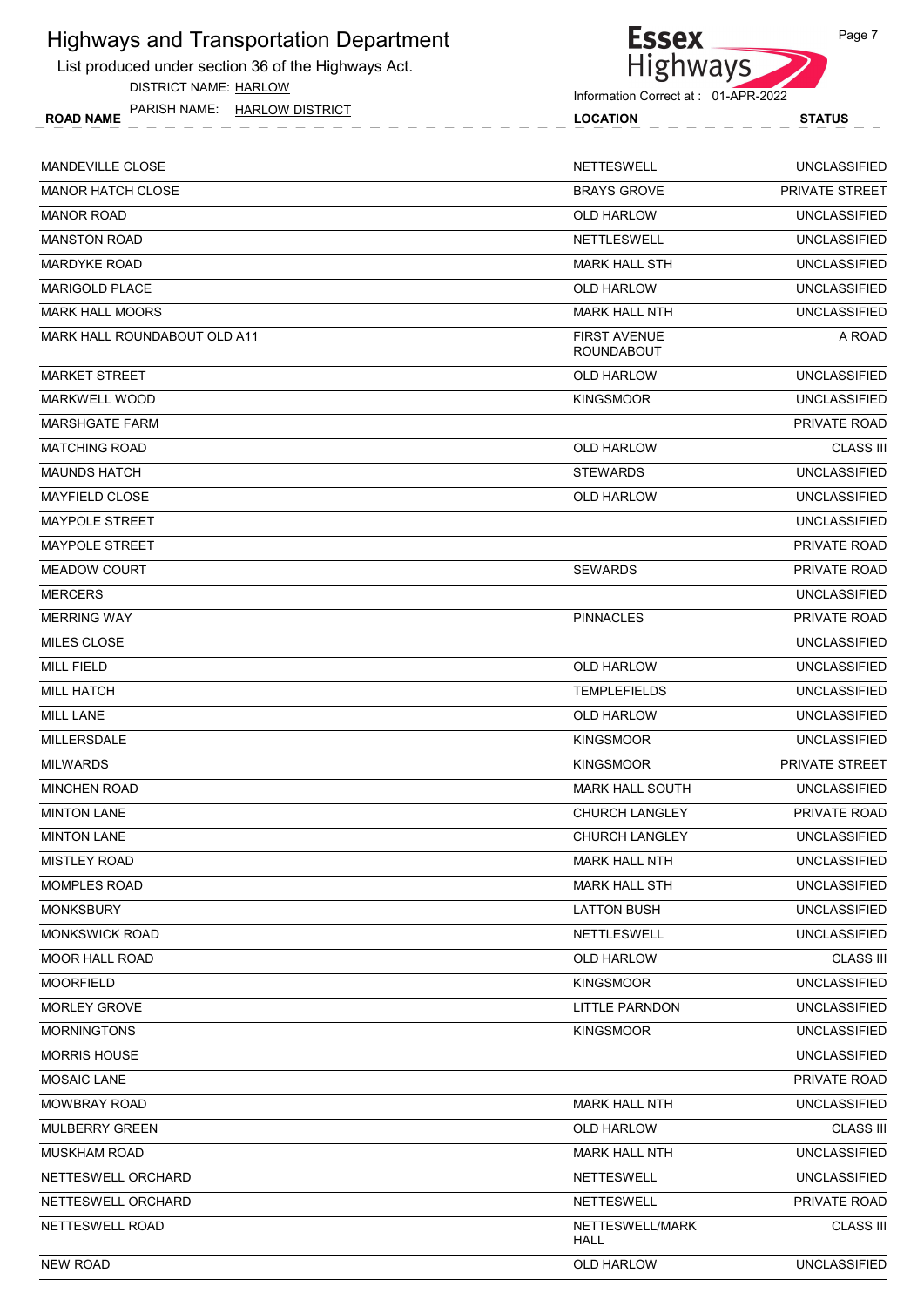# Highways and Transportation Department

List produced under section 36 of the Highways Act.

DISTRICT NAME: HARLOW

PARISH NAME: HARLOW DISTRICT

Information Correct at : 01-APR-2022

| ROAD NAME | LOCATION | STATUS |
|---|---|---|
| MANDEVILLE CLOSE | NETTESWELL | UNCLASSIFIED |
| MANOR HATCH CLOSE | BRAYS GROVE | PRIVATE STREET |
| MANOR ROAD | OLD HARLOW | UNCLASSIFIED |
| MANSTON ROAD | NETTLESWELL | UNCLASSIFIED |
| MARDYKE ROAD | MARK HALL STH | UNCLASSIFIED |
| MARIGOLD PLACE | OLD HARLOW | UNCLASSIFIED |
| MARK HALL MOORS | MARK HALL NTH | UNCLASSIFIED |
| MARK HALL ROUNDABOUT OLD A11 | FIRST AVENUE ROUNDABOUT | A ROAD |
| MARKET STREET | OLD HARLOW | UNCLASSIFIED |
| MARKWELL WOOD | KINGSMOOR | UNCLASSIFIED |
| MARSHGATE FARM | | PRIVATE ROAD |
| MATCHING ROAD | OLD HARLOW | CLASS III |
| MAUNDS HATCH | STEWARDS | UNCLASSIFIED |
| MAYFIELD CLOSE | OLD HARLOW | UNCLASSIFIED |
| MAYPOLE STREET | | UNCLASSIFIED |
| MAYPOLE STREET | | PRIVATE ROAD |
| MEADOW COURT | SEWARDS | PRIVATE ROAD |
| MERCERS | | UNCLASSIFIED |
| MERRING WAY | PINNACLES | PRIVATE ROAD |
| MILES CLOSE | | UNCLASSIFIED |
| MILL FIELD | OLD HARLOW | UNCLASSIFIED |
| MILL HATCH | TEMPLEFIELDS | UNCLASSIFIED |
| MILL LANE | OLD HARLOW | UNCLASSIFIED |
| MILLERSDALE | KINGSMOOR | UNCLASSIFIED |
| MILWARDS | KINGSMOOR | PRIVATE STREET |
| MINCHEN ROAD | MARK HALL SOUTH | UNCLASSIFIED |
| MINTON LANE | CHURCH LANGLEY | PRIVATE ROAD |
| MINTON LANE | CHURCH LANGLEY | UNCLASSIFIED |
| MISTLEY ROAD | MARK HALL NTH | UNCLASSIFIED |
| MOMPLES ROAD | MARK HALL STH | UNCLASSIFIED |
| MONKSBURY | LATTON BUSH | UNCLASSIFIED |
| MONKSWICK ROAD | NETTLESWELL | UNCLASSIFIED |
| MOOR HALL ROAD | OLD HARLOW | CLASS III |
| MOORFIELD | KINGSMOOR | UNCLASSIFIED |
| MORLEY GROVE | LITTLE PARNDON | UNCLASSIFIED |
| MORNINGTONS | KINGSMOOR | UNCLASSIFIED |
| MORRIS HOUSE | | UNCLASSIFIED |
| MOSAIC LANE | | PRIVATE ROAD |
| MOWBRAY ROAD | MARK HALL NTH | UNCLASSIFIED |
| MULBERRY GREEN | OLD HARLOW | CLASS III |
| MUSKHAM ROAD | MARK HALL NTH | UNCLASSIFIED |
| NETTESWELL ORCHARD | NETTESWELL | UNCLASSIFIED |
| NETTESWELL ORCHARD | NETTESWELL | PRIVATE ROAD |
| NETTESWELL ROAD | NETTESWELL/MARK HALL | CLASS III |
| NEW ROAD | OLD HARLOW | UNCLASSIFIED |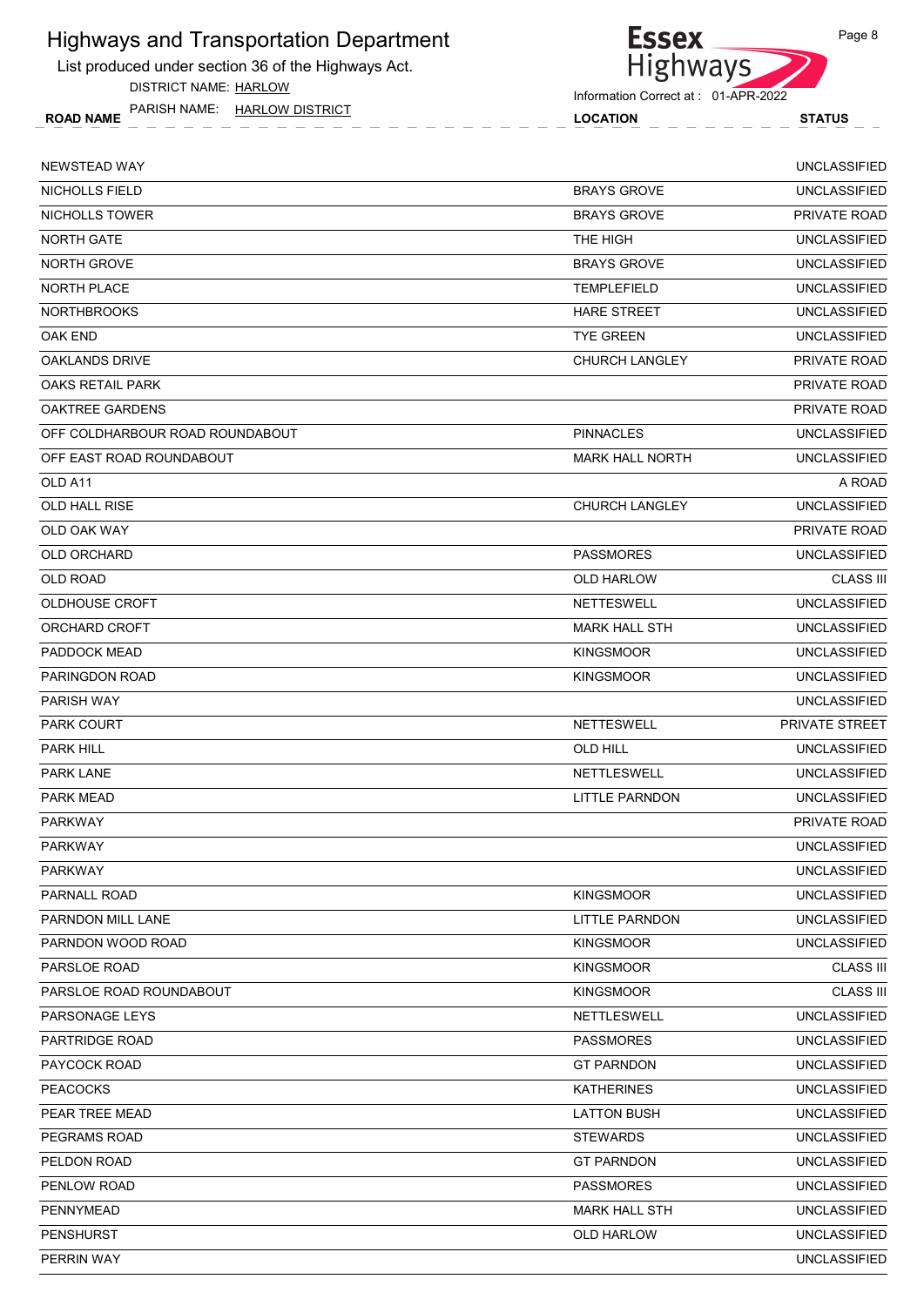# Highways and Transportation Department

List produced under section 36 of the Highways Act.

DISTRICT NAME: HARLOW

PARISH NAME: HARLOW DISTRICT

Information Correct at : 01-APR-2022

| ROAD NAME | LOCATION | STATUS |
|---|---|---|
| NEWSTEAD WAY | | UNCLASSIFIED |
| NICHOLLS FIELD | BRAYS GROVE | UNCLASSIFIED |
| NICHOLLS TOWER | BRAYS GROVE | PRIVATE ROAD |
| NORTH GATE | THE HIGH | UNCLASSIFIED |
| NORTH GROVE | BRAYS GROVE | UNCLASSIFIED |
| NORTH PLACE | TEMPLEFIELD | UNCLASSIFIED |
| NORTHBROOKS | HARE STREET | UNCLASSIFIED |
| OAK END | TYE GREEN | UNCLASSIFIED |
| OAKLANDS DRIVE | CHURCH LANGLEY | PRIVATE ROAD |
| OAKS RETAIL PARK | | PRIVATE ROAD |
| OAKTREE GARDENS | | PRIVATE ROAD |
| OFF COLDHARBOUR ROAD ROUNDABOUT | PINNACLES | UNCLASSIFIED |
| OFF EAST ROAD ROUNDABOUT | MARK HALL NORTH | UNCLASSIFIED |
| OLD A11 | | A ROAD |
| OLD HALL RISE | CHURCH LANGLEY | UNCLASSIFIED |
| OLD OAK WAY | | PRIVATE ROAD |
| OLD ORCHARD | PASSMORES | UNCLASSIFIED |
| OLD ROAD | OLD HARLOW | CLASS III |
| OLDHOUSE CROFT | NETTESWELL | UNCLASSIFIED |
| ORCHARD CROFT | MARK HALL STH | UNCLASSIFIED |
| PADDOCK MEAD | KINGSMOOR | UNCLASSIFIED |
| PARINGDON ROAD | KINGSMOOR | UNCLASSIFIED |
| PARISH WAY | | UNCLASSIFIED |
| PARK COURT | NETTESWELL | PRIVATE STREET |
| PARK HILL | OLD HILL | UNCLASSIFIED |
| PARK LANE | NETTLESWELL | UNCLASSIFIED |
| PARK MEAD | LITTLE PARNDON | UNCLASSIFIED |
| PARKWAY | | PRIVATE ROAD |
| PARKWAY | | UNCLASSIFIED |
| PARKWAY | | UNCLASSIFIED |
| PARNALL ROAD | KINGSMOOR | UNCLASSIFIED |
| PARNDON MILL LANE | LITTLE PARNDON | UNCLASSIFIED |
| PARNDON WOOD ROAD | KINGSMOOR | UNCLASSIFIED |
| PARSLOE ROAD | KINGSMOOR | CLASS III |
| PARSLOE ROAD ROUNDABOUT | KINGSMOOR | CLASS III |
| PARSONAGE LEYS | NETTLESWELL | UNCLASSIFIED |
| PARTRIDGE ROAD | PASSMORES | UNCLASSIFIED |
| PAYCOCK ROAD | GT PARNDON | UNCLASSIFIED |
| PEACOCKS | KATHERINES | UNCLASSIFIED |
| PEAR TREE MEAD | LATTON BUSH | UNCLASSIFIED |
| PEGRAMS ROAD | STEWARDS | UNCLASSIFIED |
| PELDON ROAD | GT PARNDON | UNCLASSIFIED |
| PENLOW ROAD | PASSMORES | UNCLASSIFIED |
| PENNYMEAD | MARK HALL STH | UNCLASSIFIED |
| PENSHURST | OLD HARLOW | UNCLASSIFIED |
| PERRIN WAY | | UNCLASSIFIED |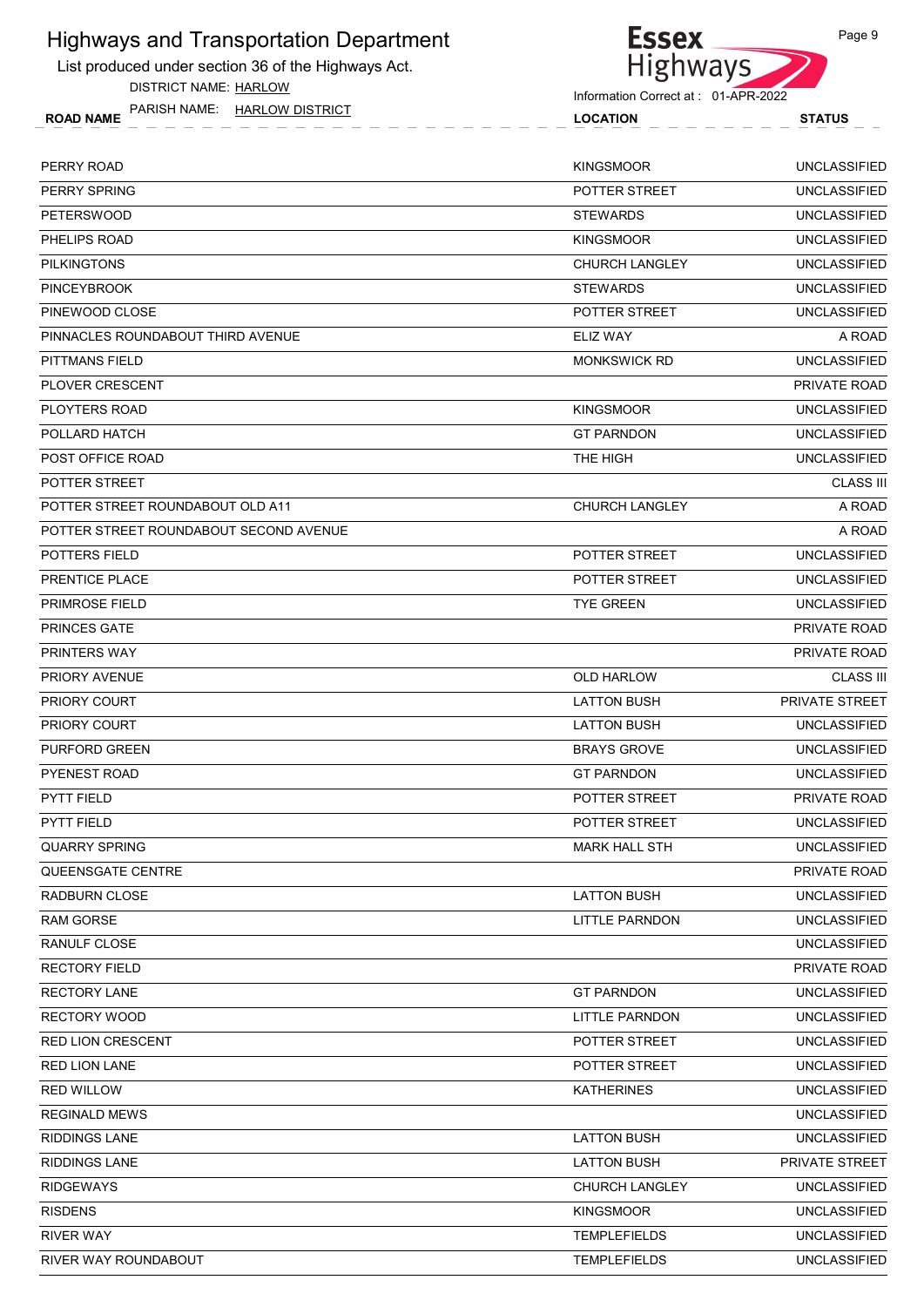# Highways and Transportation Department

List produced under section 36 of the Highways Act.

DISTRICT NAME: HARLOW

PARISH NAME: HARLOW DISTRICT

Information Correct at : 01-APR-2022

| ROAD NAME | LOCATION | STATUS |
|---|---|---|
| PERRY ROAD | KINGSMOOR | UNCLASSIFIED |
| PERRY SPRING | POTTER STREET | UNCLASSIFIED |
| PETERSWOOD | STEWARDS | UNCLASSIFIED |
| PHELIPS ROAD | KINGSMOOR | UNCLASSIFIED |
| PILKINGTONS | CHURCH LANGLEY | UNCLASSIFIED |
| PINCEYBROOK | STEWARDS | UNCLASSIFIED |
| PINEWOOD CLOSE | POTTER STREET | UNCLASSIFIED |
| PINNACLES ROUNDABOUT THIRD AVENUE | ELIZ WAY | A ROAD |
| PITTMANS FIELD | MONKSWICK RD | UNCLASSIFIED |
| PLOVER CRESCENT | | PRIVATE ROAD |
| PLOYTERS ROAD | KINGSMOOR | UNCLASSIFIED |
| POLLARD HATCH | GT PARNDON | UNCLASSIFIED |
| POST OFFICE ROAD | THE HIGH | UNCLASSIFIED |
| POTTER STREET | | CLASS III |
| POTTER STREET ROUNDABOUT OLD A11 | CHURCH LANGLEY | A ROAD |
| POTTER STREET ROUNDABOUT SECOND AVENUE | | A ROAD |
| POTTERS FIELD | POTTER STREET | UNCLASSIFIED |
| PRENTICE PLACE | POTTER STREET | UNCLASSIFIED |
| PRIMROSE FIELD | TYE GREEN | UNCLASSIFIED |
| PRINCES GATE | | PRIVATE ROAD |
| PRINTERS WAY | | PRIVATE ROAD |
| PRIORY AVENUE | OLD HARLOW | CLASS III |
| PRIORY COURT | LATTON BUSH | PRIVATE STREET |
| PRIORY COURT | LATTON BUSH | UNCLASSIFIED |
| PURFORD GREEN | BRAYS GROVE | UNCLASSIFIED |
| PYENEST ROAD | GT PARNDON | UNCLASSIFIED |
| PYTT FIELD | POTTER STREET | PRIVATE ROAD |
| PYTT FIELD | POTTER STREET | UNCLASSIFIED |
| QUARRY SPRING | MARK HALL STH | UNCLASSIFIED |
| QUEENSGATE CENTRE | | PRIVATE ROAD |
| RADBURN CLOSE | LATTON BUSH | UNCLASSIFIED |
| RAM GORSE | LITTLE PARNDON | UNCLASSIFIED |
| RANULF CLOSE | | UNCLASSIFIED |
| RECTORY FIELD | | PRIVATE ROAD |
| RECTORY LANE | GT PARNDON | UNCLASSIFIED |
| RECTORY WOOD | LITTLE PARNDON | UNCLASSIFIED |
| RED LION CRESCENT | POTTER STREET | UNCLASSIFIED |
| RED LION LANE | POTTER STREET | UNCLASSIFIED |
| RED WILLOW | KATHERINES | UNCLASSIFIED |
| REGINALD MEWS | | UNCLASSIFIED |
| RIDDINGS LANE | LATTON BUSH | UNCLASSIFIED |
| RIDDINGS LANE | LATTON BUSH | PRIVATE STREET |
| RIDGEWAYS | CHURCH LANGLEY | UNCLASSIFIED |
| RISDENS | KINGSMOOR | UNCLASSIFIED |
| RIVER WAY | TEMPLEFIELDS | UNCLASSIFIED |
| RIVER WAY ROUNDABOUT | TEMPLEFIELDS | UNCLASSIFIED |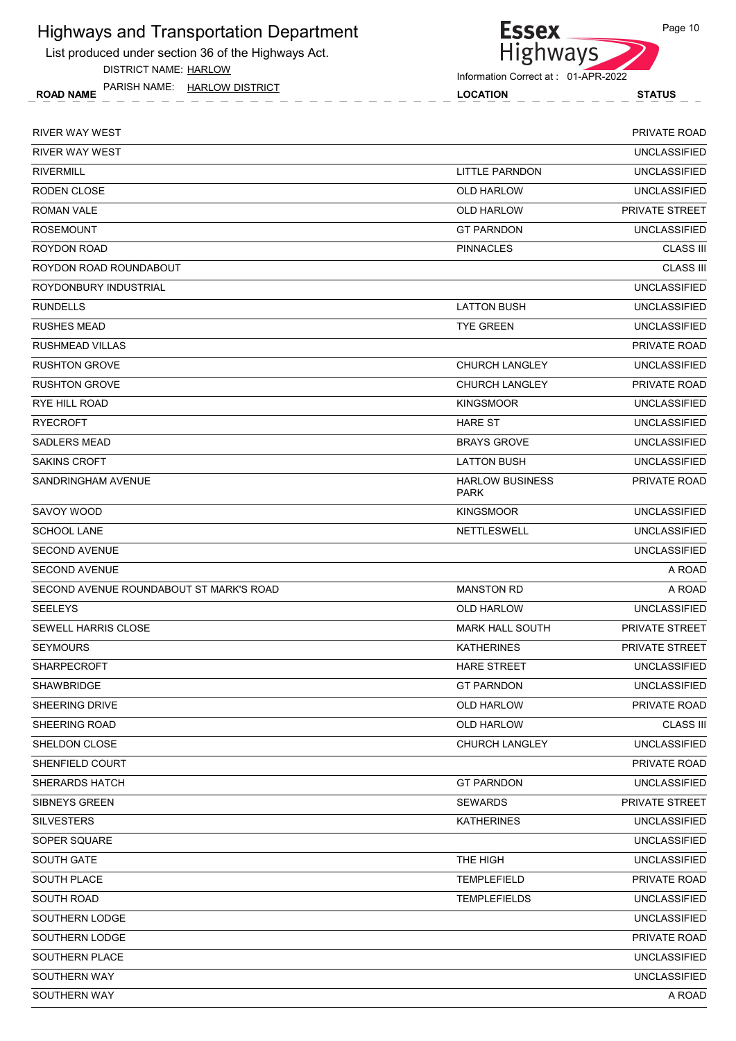# Highways and Transportation Department

List produced under section 36 of the Highways Act.

DISTRICT NAME: HARLOW

PARISH NAME: HARLOW DISTRICT

Information Correct at : 01-APR-2022

| ROAD NAME | LOCATION | STATUS |
|---|---|---|
| RIVER WAY WEST | | PRIVATE ROAD |
| RIVER WAY WEST | | UNCLASSIFIED |
| RIVERMILL | LITTLE PARNDON | UNCLASSIFIED |
| RODEN CLOSE | OLD HARLOW | UNCLASSIFIED |
| ROMAN VALE | OLD HARLOW | PRIVATE STREET |
| ROSEMOUNT | GT PARNDON | UNCLASSIFIED |
| ROYDON ROAD | PINNACLES | CLASS III |
| ROYDON ROAD ROUNDABOUT | | CLASS III |
| ROYDONBURY INDUSTRIAL | | UNCLASSIFIED |
| RUNDELLS | LATTON BUSH | UNCLASSIFIED |
| RUSHES MEAD | TYE GREEN | UNCLASSIFIED |
| RUSHMEAD VILLAS | | PRIVATE ROAD |
| RUSHTON GROVE | CHURCH LANGLEY | UNCLASSIFIED |
| RUSHTON GROVE | CHURCH LANGLEY | PRIVATE ROAD |
| RYE HILL ROAD | KINGSMOOR | UNCLASSIFIED |
| RYECROFT | HARE ST | UNCLASSIFIED |
| SADLERS MEAD | BRAYS GROVE | UNCLASSIFIED |
| SAKINS CROFT | LATTON BUSH | UNCLASSIFIED |
| SANDRINGHAM AVENUE | HARLOW BUSINESS PARK | PRIVATE ROAD |
| SAVOY WOOD | KINGSMOOR | UNCLASSIFIED |
| SCHOOL LANE | NETTLESWELL | UNCLASSIFIED |
| SECOND AVENUE | | UNCLASSIFIED |
| SECOND AVENUE | | A ROAD |
| SECOND AVENUE ROUNDABOUT ST MARK'S ROAD | MANSTON RD | A ROAD |
| SEELEYS | OLD HARLOW | UNCLASSIFIED |
| SEWELL HARRIS CLOSE | MARK HALL SOUTH | PRIVATE STREET |
| SEYMOURS | KATHERINES | PRIVATE STREET |
| SHARPECROFT | HARE STREET | UNCLASSIFIED |
| SHAWBRIDGE | GT PARNDON | UNCLASSIFIED |
| SHEERING DRIVE | OLD HARLOW | PRIVATE ROAD |
| SHEERING ROAD | OLD HARLOW | CLASS III |
| SHELDON CLOSE | CHURCH LANGLEY | UNCLASSIFIED |
| SHENFIELD COURT | | PRIVATE ROAD |
| SHERARDS HATCH | GT PARNDON | UNCLASSIFIED |
| SIBNEYS GREEN | SEWARDS | PRIVATE STREET |
| SILVESTERS | KATHERINES | UNCLASSIFIED |
| SOPER SQUARE | | UNCLASSIFIED |
| SOUTH GATE | THE HIGH | UNCLASSIFIED |
| SOUTH PLACE | TEMPLEFIELD | PRIVATE ROAD |
| SOUTH ROAD | TEMPLEFIELDS | UNCLASSIFIED |
| SOUTHERN LODGE | | UNCLASSIFIED |
| SOUTHERN LODGE | | PRIVATE ROAD |
| SOUTHERN PLACE | | UNCLASSIFIED |
| SOUTHERN WAY | | UNCLASSIFIED |
| SOUTHERN WAY | | A ROAD |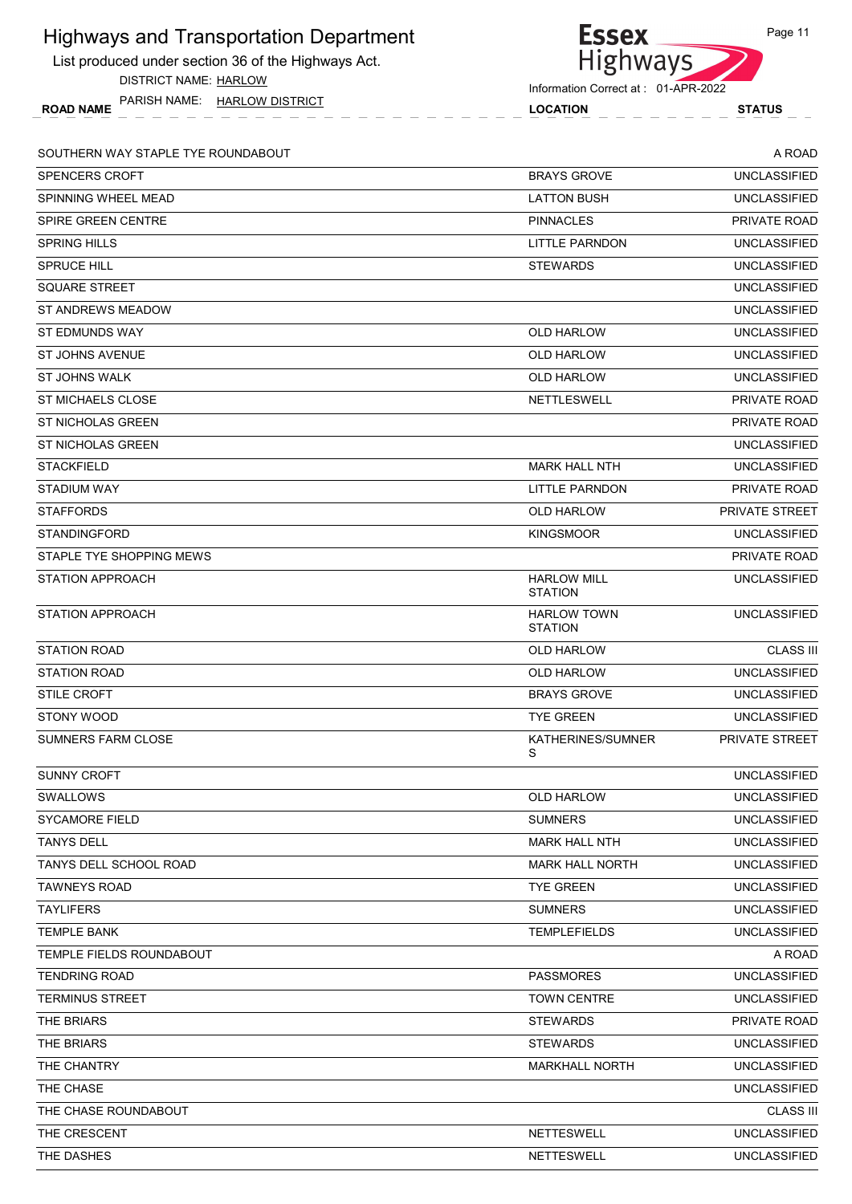# Highways and Transportation Department

List produced under section 36 of the Highways Act.

DISTRICT NAME: HARLOW

PARISH NAME: HARLOW DISTRICT

Information Correct at : 01-APR-2022

| ROAD NAME | LOCATION | STATUS |
|---|---|---|
| SOUTHERN WAY STAPLE TYE ROUNDABOUT | | A ROAD |
| SPENCERS CROFT | BRAYS GROVE | UNCLASSIFIED |
| SPINNING WHEEL MEAD | LATTON BUSH | UNCLASSIFIED |
| SPIRE GREEN CENTRE | PINNACLES | PRIVATE ROAD |
| SPRING HILLS | LITTLE PARNDON | UNCLASSIFIED |
| SPRUCE HILL | STEWARDS | UNCLASSIFIED |
| SQUARE STREET | | UNCLASSIFIED |
| ST ANDREWS MEADOW | | UNCLASSIFIED |
| ST EDMUNDS WAY | OLD HARLOW | UNCLASSIFIED |
| ST JOHNS AVENUE | OLD HARLOW | UNCLASSIFIED |
| ST JOHNS WALK | OLD HARLOW | UNCLASSIFIED |
| ST MICHAELS CLOSE | NETTLESWELL | PRIVATE ROAD |
| ST NICHOLAS GREEN | | PRIVATE ROAD |
| ST NICHOLAS GREEN | | UNCLASSIFIED |
| STACKFIELD | MARK HALL NTH | UNCLASSIFIED |
| STADIUM WAY | LITTLE PARNDON | PRIVATE ROAD |
| STAFFORDS | OLD HARLOW | PRIVATE STREET |
| STANDINGFORD | KINGSMOOR | UNCLASSIFIED |
| STAPLE TYE SHOPPING MEWS | | PRIVATE ROAD |
| STATION APPROACH | HARLOW MILL STATION | UNCLASSIFIED |
| STATION APPROACH | HARLOW TOWN STATION | UNCLASSIFIED |
| STATION ROAD | OLD HARLOW | CLASS III |
| STATION ROAD | OLD HARLOW | UNCLASSIFIED |
| STILE CROFT | BRAYS GROVE | UNCLASSIFIED |
| STONY WOOD | TYE GREEN | UNCLASSIFIED |
| SUMNERS FARM CLOSE | KATHERINES/SUMNERS | PRIVATE STREET |
| SUNNY CROFT | | UNCLASSIFIED |
| SWALLOWS | OLD HARLOW | UNCLASSIFIED |
| SYCAMORE FIELD | SUMNERS | UNCLASSIFIED |
| TANYS DELL | MARK HALL NTH | UNCLASSIFIED |
| TANYS DELL SCHOOL ROAD | MARK HALL NORTH | UNCLASSIFIED |
| TAWNEYS ROAD | TYE GREEN | UNCLASSIFIED |
| TAYLIFERS | SUMNERS | UNCLASSIFIED |
| TEMPLE BANK | TEMPLEFIELDS | UNCLASSIFIED |
| TEMPLE FIELDS ROUNDABOUT | | A ROAD |
| TENDRING ROAD | PASSMORES | UNCLASSIFIED |
| TERMINUS STREET | TOWN CENTRE | UNCLASSIFIED |
| THE BRIARS | STEWARDS | PRIVATE ROAD |
| THE BRIARS | STEWARDS | UNCLASSIFIED |
| THE CHANTRY | MARKHALL NORTH | UNCLASSIFIED |
| THE CHASE | | UNCLASSIFIED |
| THE CHASE ROUNDABOUT | | CLASS III |
| THE CRESCENT | NETTESWELL | UNCLASSIFIED |
| THE DASHES | NETTESWELL | UNCLASSIFIED |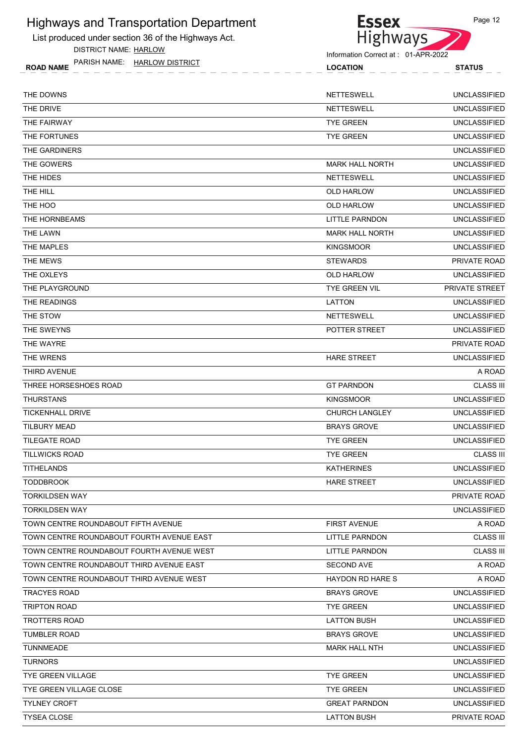# Highways and Transportation Department

List produced under section 36 of the Highways Act.

DISTRICT NAME: HARLOW

PARISH NAME: HARLOW DISTRICT

Information Correct at : 01-APR-2022

| ROAD NAME | LOCATION | STATUS |
|---|---|---|
| THE DOWNS | NETTESWELL | UNCLASSIFIED |
| THE DRIVE | NETTESWELL | UNCLASSIFIED |
| THE FAIRWAY | TYE GREEN | UNCLASSIFIED |
| THE FORTUNES | TYE GREEN | UNCLASSIFIED |
| THE GARDINERS | | UNCLASSIFIED |
| THE GOWERS | MARK HALL NORTH | UNCLASSIFIED |
| THE HIDES | NETTESWELL | UNCLASSIFIED |
| THE HILL | OLD HARLOW | UNCLASSIFIED |
| THE HOO | OLD HARLOW | UNCLASSIFIED |
| THE HORNBEAMS | LITTLE PARNDON | UNCLASSIFIED |
| THE LAWN | MARK HALL NORTH | UNCLASSIFIED |
| THE MAPLES | KINGSMOOR | UNCLASSIFIED |
| THE MEWS | STEWARDS | PRIVATE ROAD |
| THE OXLEYS | OLD HARLOW | UNCLASSIFIED |
| THE PLAYGROUND | TYE GREEN VIL | PRIVATE STREET |
| THE READINGS | LATTON | UNCLASSIFIED |
| THE STOW | NETTESWELL | UNCLASSIFIED |
| THE SWEYNS | POTTER STREET | UNCLASSIFIED |
| THE WAYRE | | PRIVATE ROAD |
| THE WRENS | HARE STREET | UNCLASSIFIED |
| THIRD AVENUE | | A ROAD |
| THREE HORSESHOES ROAD | GT PARNDON | CLASS III |
| THURSTANS | KINGSMOOR | UNCLASSIFIED |
| TICKENHALL DRIVE | CHURCH LANGLEY | UNCLASSIFIED |
| TILBURY MEAD | BRAYS GROVE | UNCLASSIFIED |
| TILEGATE ROAD | TYE GREEN | UNCLASSIFIED |
| TILLWICKS ROAD | TYE GREEN | CLASS III |
| TITHELANDS | KATHERINES | UNCLASSIFIED |
| TODDBROOK | HARE STREET | UNCLASSIFIED |
| TORKILDSEN WAY | | PRIVATE ROAD |
| TORKILDSEN WAY | | UNCLASSIFIED |
| TOWN CENTRE ROUNDABOUT FIFTH AVENUE | FIRST AVENUE | A ROAD |
| TOWN CENTRE ROUNDABOUT FOURTH AVENUE EAST | LITTLE PARNDON | CLASS III |
| TOWN CENTRE ROUNDABOUT FOURTH AVENUE WEST | LITTLE PARNDON | CLASS III |
| TOWN CENTRE ROUNDABOUT THIRD AVENUE EAST | SECOND AVE | A ROAD |
| TOWN CENTRE ROUNDABOUT THIRD AVENUE WEST | HAYDON RD HARE S | A ROAD |
| TRACYES ROAD | BRAYS GROVE | UNCLASSIFIED |
| TRIPTON ROAD | TYE GREEN | UNCLASSIFIED |
| TROTTERS ROAD | LATTON BUSH | UNCLASSIFIED |
| TUMBLER ROAD | BRAYS GROVE | UNCLASSIFIED |
| TUNNMEADE | MARK HALL NTH | UNCLASSIFIED |
| TURNORS | | UNCLASSIFIED |
| TYE GREEN VILLAGE | TYE GREEN | UNCLASSIFIED |
| TYE GREEN VILLAGE CLOSE | TYE GREEN | UNCLASSIFIED |
| TYLNEY CROFT | GREAT PARNDON | UNCLASSIFIED |
| TYSEA CLOSE | LATTON BUSH | PRIVATE ROAD |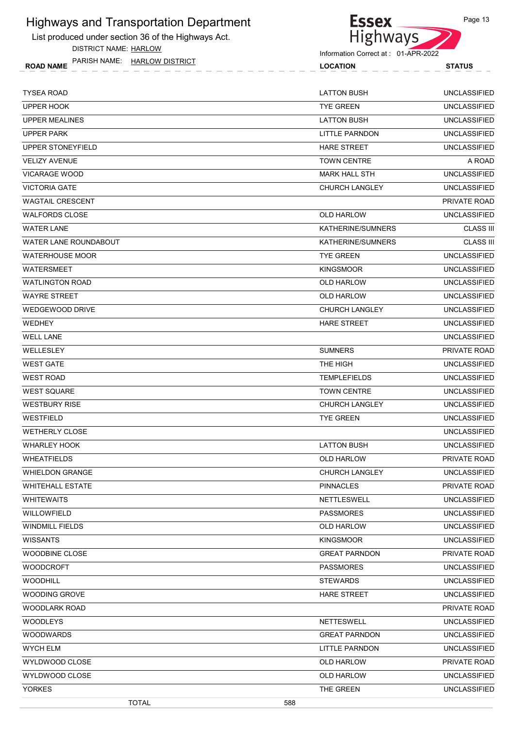# Highways and Transportation Department

List produced under section 36 of the Highways Act.

DISTRICT NAME: HARLOW

PARISH NAME: HARLOW DISTRICT

Information Correct at : 01-APR-2022

| ROAD NAME | LOCATION | STATUS |
|---|---|---|
| TYSEA ROAD | LATTON BUSH | UNCLASSIFIED |
| UPPER HOOK | TYE GREEN | UNCLASSIFIED |
| UPPER MEALINES | LATTON BUSH | UNCLASSIFIED |
| UPPER PARK | LITTLE PARNDON | UNCLASSIFIED |
| UPPER STONEYFIELD | HARE STREET | UNCLASSIFIED |
| VELIZY AVENUE | TOWN CENTRE | A ROAD |
| VICARAGE WOOD | MARK HALL STH | UNCLASSIFIED |
| VICTORIA GATE | CHURCH LANGLEY | UNCLASSIFIED |
| WAGTAIL CRESCENT | | PRIVATE ROAD |
| WALFORDS CLOSE | OLD HARLOW | UNCLASSIFIED |
| WATER LANE | KATHERINE/SUMNERS | CLASS III |
| WATER LANE ROUNDABOUT | KATHERINE/SUMNERS | CLASS III |
| WATERHOUSE MOOR | TYE GREEN | UNCLASSIFIED |
| WATERSMEET | KINGSMOOR | UNCLASSIFIED |
| WATLINGTON ROAD | OLD HARLOW | UNCLASSIFIED |
| WAYRE STREET | OLD HARLOW | UNCLASSIFIED |
| WEDGEWOOD DRIVE | CHURCH LANGLEY | UNCLASSIFIED |
| WEDHEY | HARE STREET | UNCLASSIFIED |
| WELL LANE | | UNCLASSIFIED |
| WELLESLEY | SUMNERS | PRIVATE ROAD |
| WEST GATE | THE HIGH | UNCLASSIFIED |
| WEST ROAD | TEMPLEFIELDS | UNCLASSIFIED |
| WEST SQUARE | TOWN CENTRE | UNCLASSIFIED |
| WESTBURY RISE | CHURCH LANGLEY | UNCLASSIFIED |
| WESTFIELD | TYE GREEN | UNCLASSIFIED |
| WETHERLY CLOSE | | UNCLASSIFIED |
| WHARLEY HOOK | LATTON BUSH | UNCLASSIFIED |
| WHEATFIELDS | OLD HARLOW | PRIVATE ROAD |
| WHIELDON GRANGE | CHURCH LANGLEY | UNCLASSIFIED |
| WHITEHALL ESTATE | PINNACLES | PRIVATE ROAD |
| WHITEWAITS | NETTLESWELL | UNCLASSIFIED |
| WILLOWFIELD | PASSMORES | UNCLASSIFIED |
| WINDMILL FIELDS | OLD HARLOW | UNCLASSIFIED |
| WISSANTS | KINGSMOOR | UNCLASSIFIED |
| WOODBINE CLOSE | GREAT PARNDON | PRIVATE ROAD |
| WOODCROFT | PASSMORES | UNCLASSIFIED |
| WOODHILL | STEWARDS | UNCLASSIFIED |
| WOODING GROVE | HARE STREET | UNCLASSIFIED |
| WOODLARK ROAD | | PRIVATE ROAD |
| WOODLEYS | NETTESWELL | UNCLASSIFIED |
| WOODWARDS | GREAT PARNDON | UNCLASSIFIED |
| WYCH ELM | LITTLE PARNDON | UNCLASSIFIED |
| WYLDWOOD CLOSE | OLD HARLOW | PRIVATE ROAD |
| WYLDWOOD CLOSE | OLD HARLOW | UNCLASSIFIED |
| YORKES | THE GREEN | UNCLASSIFIED |
| TOTAL | 588 | |